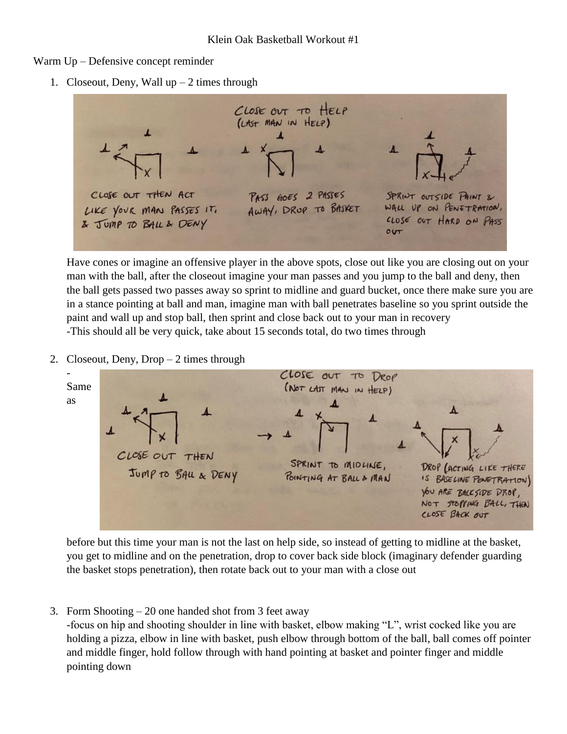# Klein Oak Basketball Workout #1

Warm Up – Defensive concept reminder

1. Closeout, Deny, Wall up – 2 times through

   CLOSE OUT TO HELP (LAST MAN IN HELP)

   CLOSE OUT THEN ACT LIKE YOUR MAN PASSES IT, & JUMP TO BALL & DENY

   PASS GOES 2 PASSES AWAY, DROP TO BASKET

   SPRINT OUTSIDE PAINT & WALL UP ON PENETRATION, CLOSE OUT HARD ON PASS OUT

   Have cones or imagine an offensive player in the above spots, close out like you are closing out on your man with the ball, after the closeout imagine your man passes and you jump to the ball and deny, then the ball gets passed two passes away so sprint to midline and guard bucket, once there make sure you are in a stance pointing at ball and man, imagine man with ball penetrates baseline so you sprint outside the paint and wall up and stop ball, then sprint and close back out to your man in recovery
   -This should all be very quick, take about 15 seconds total, do two times through

2. Closeout, Deny, Drop – 2 times through

   CLOSE OUT TO DROP (NOT LAST MAN IN HELP)

   CLOSE OUT THEN JUMP TO BALL & DENY

   SPRINT TO MIDLINE, POINTING AT BALL & MAN

   DROP (ACTING LIKE THERE IS BASELINE PENETRATION) YOU ARE BACKSIDE DROP, NOT STOPPING BALL, THEN CLOSE BACK OUT

   - Same as before but this time your man is not the last on help side, so instead of getting to midline at the basket, you get to midline and on the penetration, drop to cover back side block (imaginary defender guarding the basket stops penetration), then rotate back out to your man with a close out

3. Form Shooting – 20 one handed shot from 3 feet away
   -focus on hip and shooting shoulder in line with basket, elbow making "L", wrist cocked like you are holding a pizza, elbow in line with basket, push elbow through bottom of the ball, ball comes off pointer and middle finger, hold follow through with hand pointing at basket and pointer finger and middle pointing down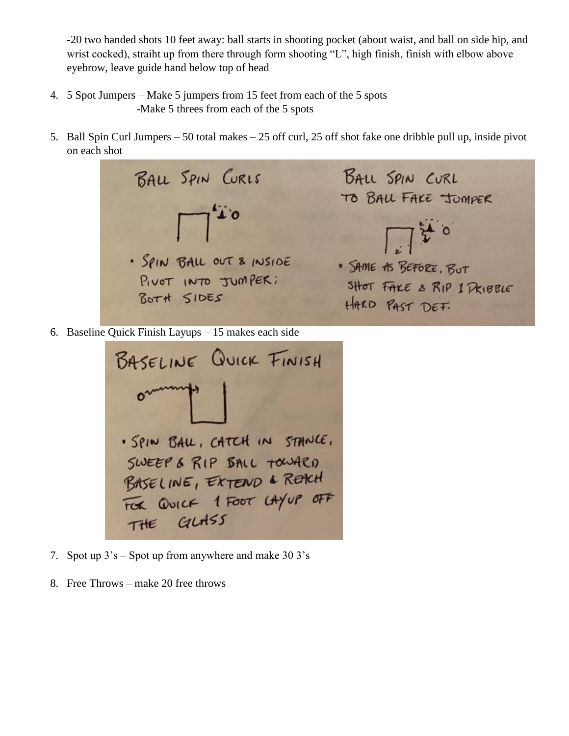-20 two handed shots 10 feet away: ball starts in shooting pocket (about waist, and ball on side hip, and wrist cocked), straiht up from there through form shooting "L", high finish, finish with elbow above eyebrow, leave guide hand below top of head

4. 5 Spot Jumpers – Make 5 jumpers from 15 feet from each of the 5 spots
   -Make 5 threes from each of the 5 spots

5. Ball Spin Curl Jumpers – 50 total makes – 25 off curl, 25 off shot fake one dribble pull up, inside pivot on each shot

BALL SPIN CURLS

- SPIN BALL OUT & INSIDE PIVOT INTO JUMPER; BOTH SIDES

BALL SPIN CURL TO BALL FAKE JUMPER

- SAME AS BEFORE, BUT SHOT FAKE & RIP 1 DRIBBLE HARD PAST DEF.

6. Baseline Quick Finish Layups – 15 makes each side

BASELINE QUICK FINISH

- SPIN BALL, CATCH IN STANCE, SWEEP & RIP BALL TOWARD BASELINE, EXTEND & REACH FOR QUICK 1 FOOT LAYUP OFF THE GLASS

7. Spot up 3's – Spot up from anywhere and make 30 3's

8. Free Throws – make 20 free throws